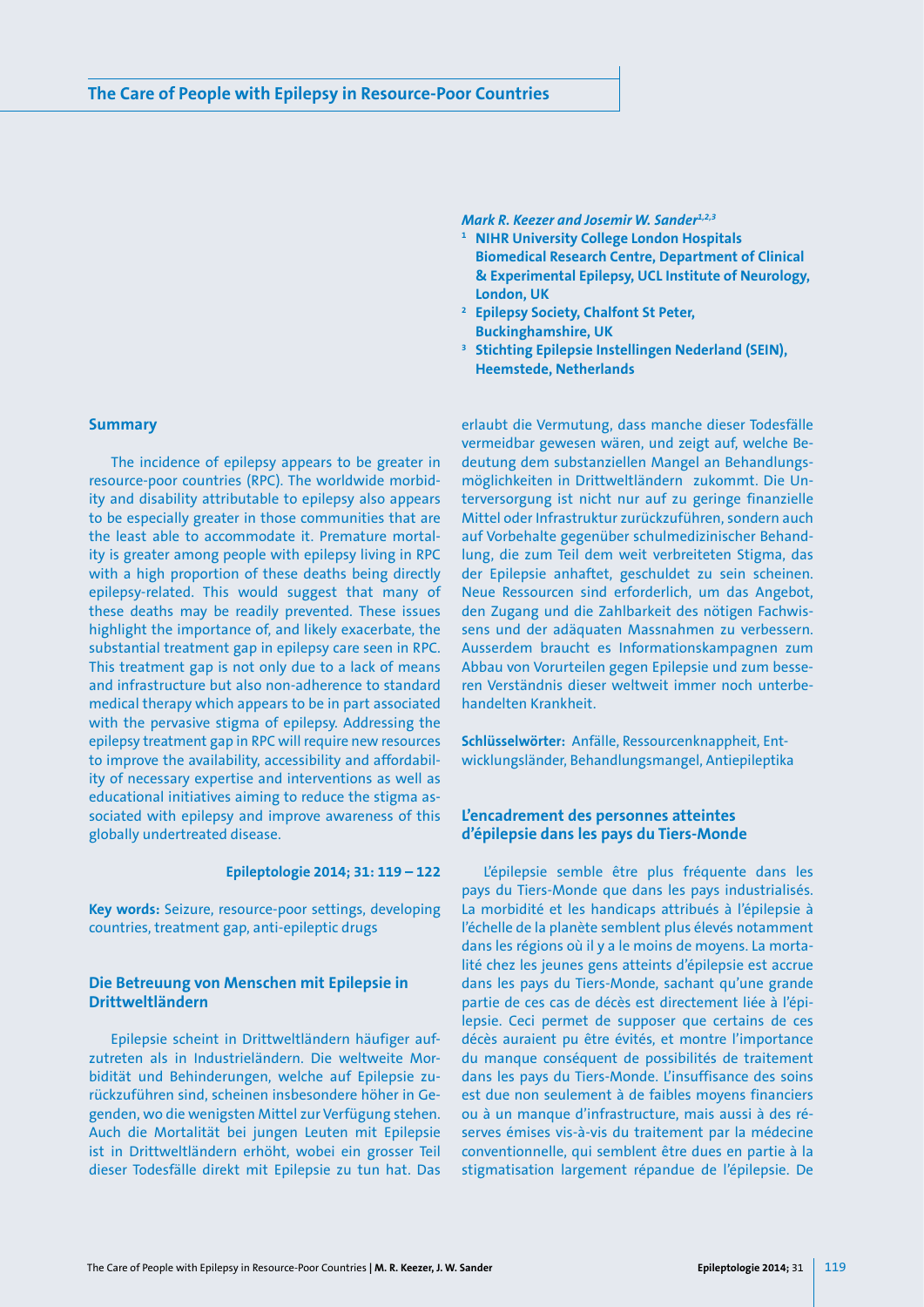# The Care of People with Epilepsy in Resource-Poor Countries

***Mark R. Keezer and Josemir W. Sander[1,2,3]***

[1] **NIHR University College London Hospitals Biomedical Research Centre, Department of Clinical & Experimental Epilepsy, UCL Institute of Neurology, London, UK**

[2] **Epilepsy Society, Chalfont St Peter, Buckinghamshire, UK**

[3] **Stichting Epilepsie Instellingen Nederland (SEIN), Heemstede, Netherlands**

## Summary

The incidence of epilepsy appears to be greater in resource-poor countries (RPC). The worldwide morbidity and disability attributable to epilepsy also appears to be especially greater in those communities that are the least able to accommodate it. Premature mortality is greater among people with epilepsy living in RPC with a high proportion of these deaths being directly epilepsy-related. This would suggest that many of these deaths may be readily prevented. These issues highlight the importance of, and likely exacerbate, the substantial treatment gap in epilepsy care seen in RPC. This treatment gap is not only due to a lack of means and infrastructure but also non-adherence to standard medical therapy which appears to be in part associated with the pervasive stigma of epilepsy. Addressing the epilepsy treatment gap in RPC will require new resources to improve the availability, accessibility and affordability of necessary expertise and interventions as well as educational initiatives aiming to reduce the stigma associated with epilepsy and improve awareness of this globally undertreated disease.

**Epileptologie 2014; 31: 119 – 122**

**Key words:** Seizure, resource-poor settings, developing countries, treatment gap, anti-epileptic drugs

## Die Betreuung von Menschen mit Epilepsie in Drittweltländern

Epilepsie scheint in Drittweltländern häufiger aufzutreten als in Industrieländern. Die weltweite Morbidität und Behinderungen, welche auf Epilepsie zurückzuführen sind, scheinen insbesondere höher in Gegenden, wo die wenigsten Mittel zur Verfügung stehen. Auch die Mortalität bei jungen Leuten mit Epilepsie ist in Drittweltländern erhöht, wobei ein grosser Teil dieser Todesfälle direkt mit Epilepsie zu tun hat. Das erlaubt die Vermutung, dass manche dieser Todesfälle vermeidbar gewesen wären, und zeigt auf, welche Bedeutung dem substanziellen Mangel an Behandlungsmöglichkeiten in Drittweltländern zukommt. Die Unterversorgung ist nicht nur auf zu geringe finanzielle Mittel oder Infrastruktur zurückzuführen, sondern auch auf Vorbehalte gegenüber schulmedizinischer Behandlung, die zum Teil dem weit verbreiteten Stigma, das der Epilepsie anhaftet, geschuldet zu sein scheinen. Neue Ressourcen sind erforderlich, um das Angebot, den Zugang und die Zahlbarkeit des nötigen Fachwissens und der adäquaten Massnahmen zu verbessern. Ausserdem braucht es Informationskampagnen zum Abbau von Vorurteilen gegen Epilepsie und zum besseren Verständnis dieser weltweit immer noch unterbehandelten Krankheit.

**Schlüsselwörter:** Anfälle, Ressourcenknappheit, Entwicklungsländer, Behandlungsmangel, Antiepileptika

## L'encadrement des personnes atteintes d'épilepsie dans les pays du Tiers-Monde

L'épilepsie semble être plus fréquente dans les pays du Tiers-Monde que dans les pays industrialisés. La morbidité et les handicaps attribués à l'épilepsie à l'échelle de la planète semblent plus élevés notamment dans les régions où il y a le moins de moyens. La mortalité chez les jeunes gens atteints d'épilepsie est accrue dans les pays du Tiers-Monde, sachant qu'une grande partie de ces cas de décès est directement liée à l'épilepsie. Ceci permet de supposer que certains de ces décès auraient pu être évités, et montre l'importance du manque conséquent de possibilités de traitement dans les pays du Tiers-Monde. L'insuffisance des soins est due non seulement à de faibles moyens financiers ou à un manque d'infrastructure, mais aussi à des réserves émises vis-à-vis du traitement par la médecine conventionnelle, qui semblent être dues en partie à la stigmatisation largement répandue de l'épilepsie. De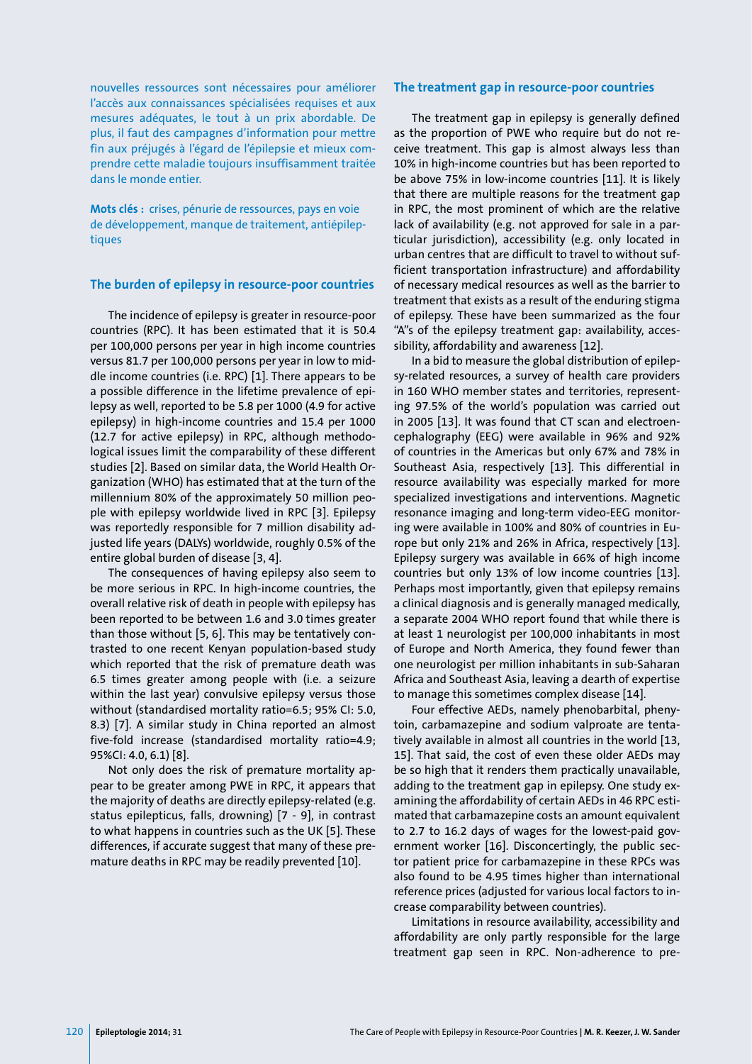nouvelles ressources sont nécessaires pour améliorer l'accès aux connaissances spécialisées requises et aux mesures adéquates, le tout à un prix abordable. De plus, il faut des campagnes d'information pour mettre fin aux préjugés à l'égard de l'épilepsie et mieux comprendre cette maladie toujours insuffisamment traitée dans le monde entier.

**Mots clés :** crises, pénurie de ressources, pays en voie de développement, manque de traitement, antiépileptiques

## The burden of epilepsy in resource-poor countries

The incidence of epilepsy is greater in resource-poor countries (RPC). It has been estimated that it is 50.4 per 100,000 persons per year in high income countries versus 81.7 per 100,000 persons per year in low to middle income countries (i.e. RPC) [1]. There appears to be a possible difference in the lifetime prevalence of epilepsy as well, reported to be 5.8 per 1000 (4.9 for active epilepsy) in high-income countries and 15.4 per 1000 (12.7 for active epilepsy) in RPC, although methodological issues limit the comparability of these different studies [2]. Based on similar data, the World Health Organization (WHO) has estimated that at the turn of the millennium 80% of the approximately 50 million people with epilepsy worldwide lived in RPC [3]. Epilepsy was reportedly responsible for 7 million disability adjusted life years (DALYs) worldwide, roughly 0.5% of the entire global burden of disease [3, 4].

The consequences of having epilepsy also seem to be more serious in RPC. In high-income countries, the overall relative risk of death in people with epilepsy has been reported to be between 1.6 and 3.0 times greater than those without [5, 6]. This may be tentatively contrasted to one recent Kenyan population-based study which reported that the risk of premature death was 6.5 times greater among people with (i.e. a seizure within the last year) convulsive epilepsy versus those without (standardised mortality ratio=6.5; 95% CI: 5.0, 8.3) [7]. A similar study in China reported an almost five-fold increase (standardised mortality ratio=4.9; 95%CI: 4.0, 6.1) [8].

Not only does the risk of premature mortality appear to be greater among PWE in RPC, it appears that the majority of deaths are directly epilepsy-related (e.g. status epilepticus, falls, drowning) [7 - 9], in contrast to what happens in countries such as the UK [5]. These differences, if accurate suggest that many of these premature deaths in RPC may be readily prevented [10].

## The treatment gap in resource-poor countries

The treatment gap in epilepsy is generally defined as the proportion of PWE who require but do not receive treatment. This gap is almost always less than 10% in high-income countries but has been reported to be above 75% in low-income countries [11]. It is likely that there are multiple reasons for the treatment gap in RPC, the most prominent of which are the relative lack of availability (e.g. not approved for sale in a particular jurisdiction), accessibility (e.g. only located in urban centres that are difficult to travel to without sufficient transportation infrastructure) and affordability of necessary medical resources as well as the barrier to treatment that exists as a result of the enduring stigma of epilepsy. These have been summarized as the four "A"s of the epilepsy treatment gap: availability, accessibility, affordability and awareness [12].

In a bid to measure the global distribution of epilepsy-related resources, a survey of health care providers in 160 WHO member states and territories, representing 97.5% of the world's population was carried out in 2005 [13]. It was found that CT scan and electroencephalography (EEG) were available in 96% and 92% of countries in the Americas but only 67% and 78% in Southeast Asia, respectively [13]. This differential in resource availability was especially marked for more specialized investigations and interventions. Magnetic resonance imaging and long-term video-EEG monitoring were available in 100% and 80% of countries in Europe but only 21% and 26% in Africa, respectively [13]. Epilepsy surgery was available in 66% of high income countries but only 13% of low income countries [13]. Perhaps most importantly, given that epilepsy remains a clinical diagnosis and is generally managed medically, a separate 2004 WHO report found that while there is at least 1 neurologist per 100,000 inhabitants in most of Europe and North America, they found fewer than one neurologist per million inhabitants in sub-Saharan Africa and Southeast Asia, leaving a dearth of expertise to manage this sometimes complex disease [14].

Four effective AEDs, namely phenobarbital, phenytoin, carbamazepine and sodium valproate are tentatively available in almost all countries in the world [13, 15]. That said, the cost of even these older AEDs may be so high that it renders them practically unavailable, adding to the treatment gap in epilepsy. One study examining the affordability of certain AEDs in 46 RPC estimated that carbamazepine costs an amount equivalent to 2.7 to 16.2 days of wages for the lowest-paid government worker [16]. Disconcertingly, the public sector patient price for carbamazepine in these RPCs was also found to be 4.95 times higher than international reference prices (adjusted for various local factors to increase comparability between countries).

Limitations in resource availability, accessibility and affordability are only partly responsible for the large treatment gap seen in RPC. Non-adherence to pre-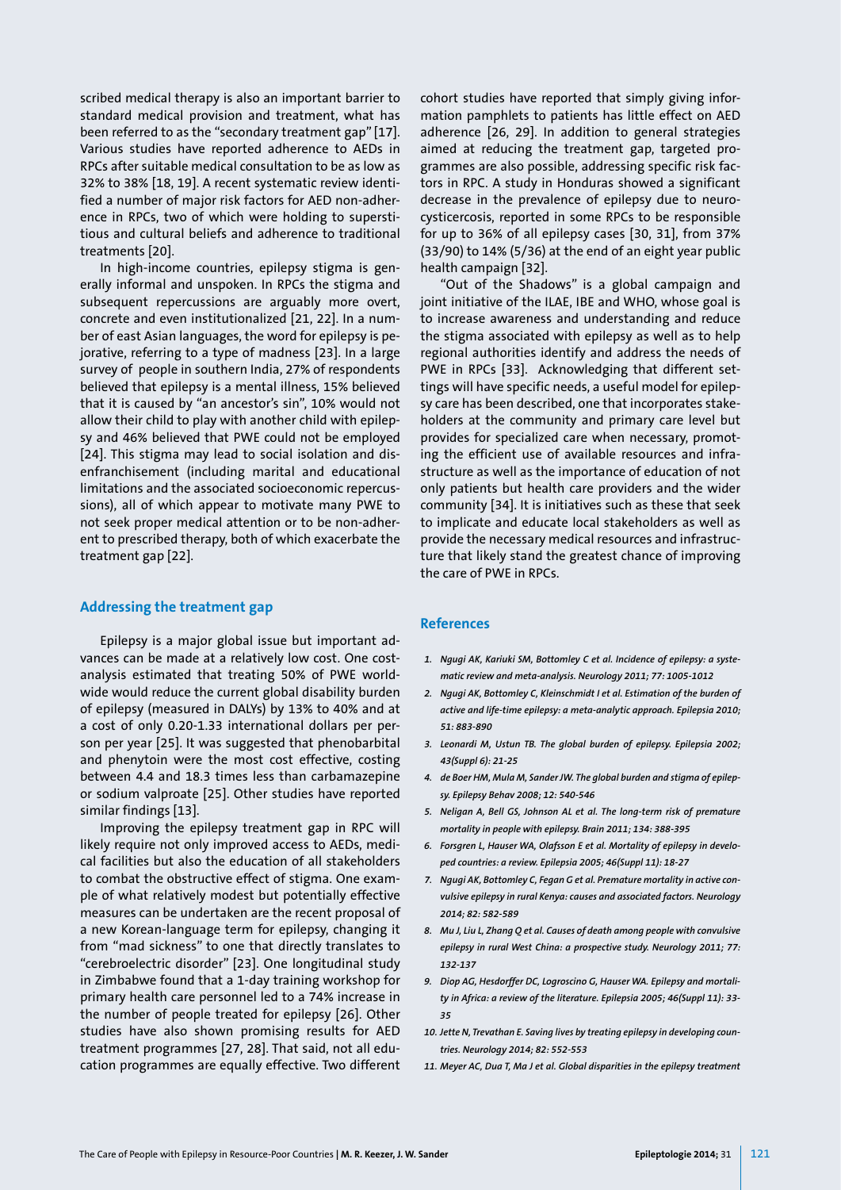scribed medical therapy is also an important barrier to standard medical provision and treatment, what has been referred to as the "secondary treatment gap" [17]. Various studies have reported adherence to AEDs in RPCs after suitable medical consultation to be as low as 32% to 38% [18, 19]. A recent systematic review identified a number of major risk factors for AED non-adherence in RPCs, two of which were holding to superstitious and cultural beliefs and adherence to traditional treatments [20].

In high-income countries, epilepsy stigma is generally informal and unspoken. In RPCs the stigma and subsequent repercussions are arguably more overt, concrete and even institutionalized [21, 22]. In a number of east Asian languages, the word for epilepsy is pejorative, referring to a type of madness [23]. In a large survey of people in southern India, 27% of respondents believed that epilepsy is a mental illness, 15% believed that it is caused by "an ancestor's sin", 10% would not allow their child to play with another child with epilepsy and 46% believed that PWE could not be employed [24]. This stigma may lead to social isolation and disenfranchisement (including marital and educational limitations and the associated socioeconomic repercussions), all of which appear to motivate many PWE to not seek proper medical attention or to be non-adherent to prescribed therapy, both of which exacerbate the treatment gap [22].

## Addressing the treatment gap

Epilepsy is a major global issue but important advances can be made at a relatively low cost. One cost-analysis estimated that treating 50% of PWE worldwide would reduce the current global disability burden of epilepsy (measured in DALYs) by 13% to 40% and at a cost of only 0.20-1.33 international dollars per person per year [25]. It was suggested that phenobarbital and phenytoin were the most cost effective, costing between 4.4 and 18.3 times less than carbamazepine or sodium valproate [25]. Other studies have reported similar findings [13].

Improving the epilepsy treatment gap in RPC will likely require not only improved access to AEDs, medical facilities but also the education of all stakeholders to combat the obstructive effect of stigma. One example of what relatively modest but potentially effective measures can be undertaken are the recent proposal of a new Korean-language term for epilepsy, changing it from "mad sickness" to one that directly translates to "cerebroelectric disorder" [23]. One longitudinal study in Zimbabwe found that a 1-day training workshop for primary health care personnel led to a 74% increase in the number of people treated for epilepsy [26]. Other studies have also shown promising results for AED treatment programmes [27, 28]. That said, not all education programmes are equally effective. Two different cohort studies have reported that simply giving information pamphlets to patients has little effect on AED adherence [26, 29]. In addition to general strategies aimed at reducing the treatment gap, targeted programmes are also possible, addressing specific risk factors in RPC. A study in Honduras showed a significant decrease in the prevalence of epilepsy due to neurocysticercosis, reported in some RPCs to be responsible for up to 36% of all epilepsy cases [30, 31], from 37% (33/90) to 14% (5/36) at the end of an eight year public health campaign [32].

"Out of the Shadows" is a global campaign and joint initiative of the ILAE, IBE and WHO, whose goal is to increase awareness and understanding and reduce the stigma associated with epilepsy as well as to help regional authorities identify and address the needs of PWE in RPCs [33]. Acknowledging that different settings will have specific needs, a useful model for epilepsy care has been described, one that incorporates stakeholders at the community and primary care level but provides for specialized care when necessary, promoting the efficient use of available resources and infrastructure as well as the importance of education of not only patients but health care providers and the wider community [34]. It is initiatives such as these that seek to implicate and educate local stakeholders as well as provide the necessary medical resources and infrastructure that likely stand the greatest chance of improving the care of PWE in RPCs.

## References

1. *Ngugi AK, Kariuki SM, Bottomley C et al. Incidence of epilepsy: a systematic review and meta-analysis. Neurology 2011; 77: 1005-1012*
2. *Ngugi AK, Bottomley C, Kleinschmidt I et al. Estimation of the burden of active and life-time epilepsy: a meta-analytic approach. Epilepsia 2010; 51: 883-890*
3. *Leonardi M, Ustun TB. The global burden of epilepsy. Epilepsia 2002; 43(Suppl 6): 21-25*
4. *de Boer HM, Mula M, Sander JW. The global burden and stigma of epilepsy. Epilepsy Behav 2008; 12: 540-546*
5. *Neligan A, Bell GS, Johnson AL et al. The long-term risk of premature mortality in people with epilepsy. Brain 2011; 134: 388-395*
6. *Forsgren L, Hauser WA, Olafsson E et al. Mortality of epilepsy in developed countries: a review. Epilepsia 2005; 46(Suppl 11): 18-27*
7. *Ngugi AK, Bottomley C, Fegan G et al. Premature mortality in active convulsive epilepsy in rural Kenya: causes and associated factors. Neurology 2014; 82: 582-589*
8. *Mu J, Liu L, Zhang Q et al. Causes of death among people with convulsive epilepsy in rural West China: a prospective study. Neurology 2011; 77: 132-137*
9. *Diop AG, Hesdorffer DC, Logroscino G, Hauser WA. Epilepsy and mortality in Africa: a review of the literature. Epilepsia 2005; 46(Suppl 11): 33-35*
10. *Jette N, Trevathan E. Saving lives by treating epilepsy in developing countries. Neurology 2014; 82: 552-553*
11. *Meyer AC, Dua T, Ma J et al. Global disparities in the epilepsy treatment*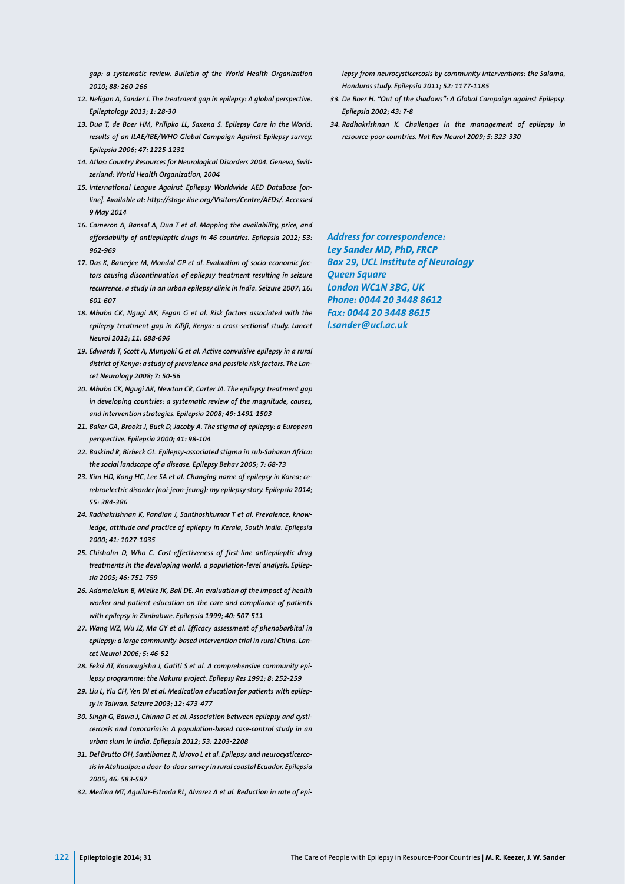*gap: a systematic review. Bulletin of the World Health Organization 2010; 88: 260-266*

12. *Neligan A, Sander J. The treatment gap in epilepsy: A global perspective. Epileptology 2013; 1: 28-30*
13. *Dua T, de Boer HM, Prilipko LL, Saxena S. Epilepsy Care in the World: results of an ILAE/IBE/WHO Global Campaign Against Epilepsy survey. Epilepsia 2006; 47: 1225-1231*
14. *Atlas: Country Resources for Neurological Disorders 2004. Geneva, Switzerland: World Health Organization, 2004*
15. *International League Against Epilepsy Worldwide AED Database [online]. Available at: http://stage.ilae.org/Visitors/Centre/AEDs/. Accessed 9 May 2014*
16. *Cameron A, Bansal A, Dua T et al. Mapping the availability, price, and affordability of antiepileptic drugs in 46 countries. Epilepsia 2012; 53: 962-969*
17. *Das K, Banerjee M, Mondal GP et al. Evaluation of socio-economic factors causing discontinuation of epilepsy treatment resulting in seizure recurrence: a study in an urban epilepsy clinic in India. Seizure 2007; 16: 601-607*
18. *Mbuba CK, Ngugi AK, Fegan G et al. Risk factors associated with the epilepsy treatment gap in Kilifi, Kenya: a cross-sectional study. Lancet Neurol 2012; 11: 688-696*
19. *Edwards T, Scott A, Munyoki G et al. Active convulsive epilepsy in a rural district of Kenya: a study of prevalence and possible risk factors. The Lancet Neurology 2008; 7: 50-56*
20. *Mbuba CK, Ngugi AK, Newton CR, Carter JA. The epilepsy treatment gap in developing countries: a systematic review of the magnitude, causes, and intervention strategies. Epilepsia 2008; 49: 1491-1503*
21. *Baker GA, Brooks J, Buck D, Jacoby A. The stigma of epilepsy: a European perspective. Epilepsia 2000; 41: 98-104*
22. *Baskind R, Birbeck GL. Epilepsy-associated stigma in sub-Saharan Africa: the social landscape of a disease. Epilepsy Behav 2005; 7: 68-73*
23. *Kim HD, Kang HC, Lee SA et al. Changing name of epilepsy in Korea; cerebroelectric disorder (noi-jeon-jeung): my epilepsy story. Epilepsia 2014; 55: 384-386*
24. *Radhakrishnan K, Pandian J, Santhoshkumar T et al. Prevalence, knowledge, attitude and practice of epilepsy in Kerala, South India. Epilepsia 2000; 41: 1027-1035*
25. *Chisholm D, Who C. Cost-effectiveness of first-line antiepileptic drug treatments in the developing world: a population-level analysis. Epilepsia 2005; 46: 751-759*
26. *Adamolekun B, Mielke JK, Ball DE. An evaluation of the impact of health worker and patient education on the care and compliance of patients with epilepsy in Zimbabwe. Epilepsia 1999; 40: 507-511*
27. *Wang WZ, Wu JZ, Ma GY et al. Efficacy assessment of phenobarbital in epilepsy: a large community-based intervention trial in rural China. Lancet Neurol 2006; 5: 46-52*
28. *Feksi AT, Kaamugisha J, Gatiti S et al. A comprehensive community epilepsy programme: the Nakuru project. Epilepsy Res 1991; 8: 252-259*
29. *Liu L, Yiu CH, Yen DJ et al. Medication education for patients with epilepsy in Taiwan. Seizure 2003; 12: 473-477*
30. *Singh G, Bawa J, Chinna D et al. Association between epilepsy and cysticercosis and toxocariasis: A population-based case-control study in an urban slum in India. Epilepsia 2012; 53: 2203-2208*
31. *Del Brutto OH, Santibanez R, Idrovo L et al. Epilepsy and neurocysticercosis in Atahualpa: a door-to-door survey in rural coastal Ecuador. Epilepsia 2005; 46: 583-587*
32. *Medina MT, Aguilar-Estrada RL, Alvarez A et al. Reduction in rate of epilepsy from neurocysticercosis by community interventions: the Salama, Honduras study. Epilepsia 2011; 52: 1177-1185*
33. *De Boer H. "Out of the shadows": A Global Campaign against Epilepsy. Epilepsia 2002; 43: 7-8*
34. *Radhakrishnan K. Challenges in the management of epilepsy in resource-poor countries. Nat Rev Neurol 2009; 5: 323-330*

***Address for correspondence:***
***Ley Sander MD, PhD, FRCP***
***Box 29, UCL Institute of Neurology***
***Queen Square***
***London WC1N 3BG, UK***
***Phone: 0044 20 3448 8612***
***Fax: 0044 20 3448 8615***
***l.sander@ucl.ac.uk***